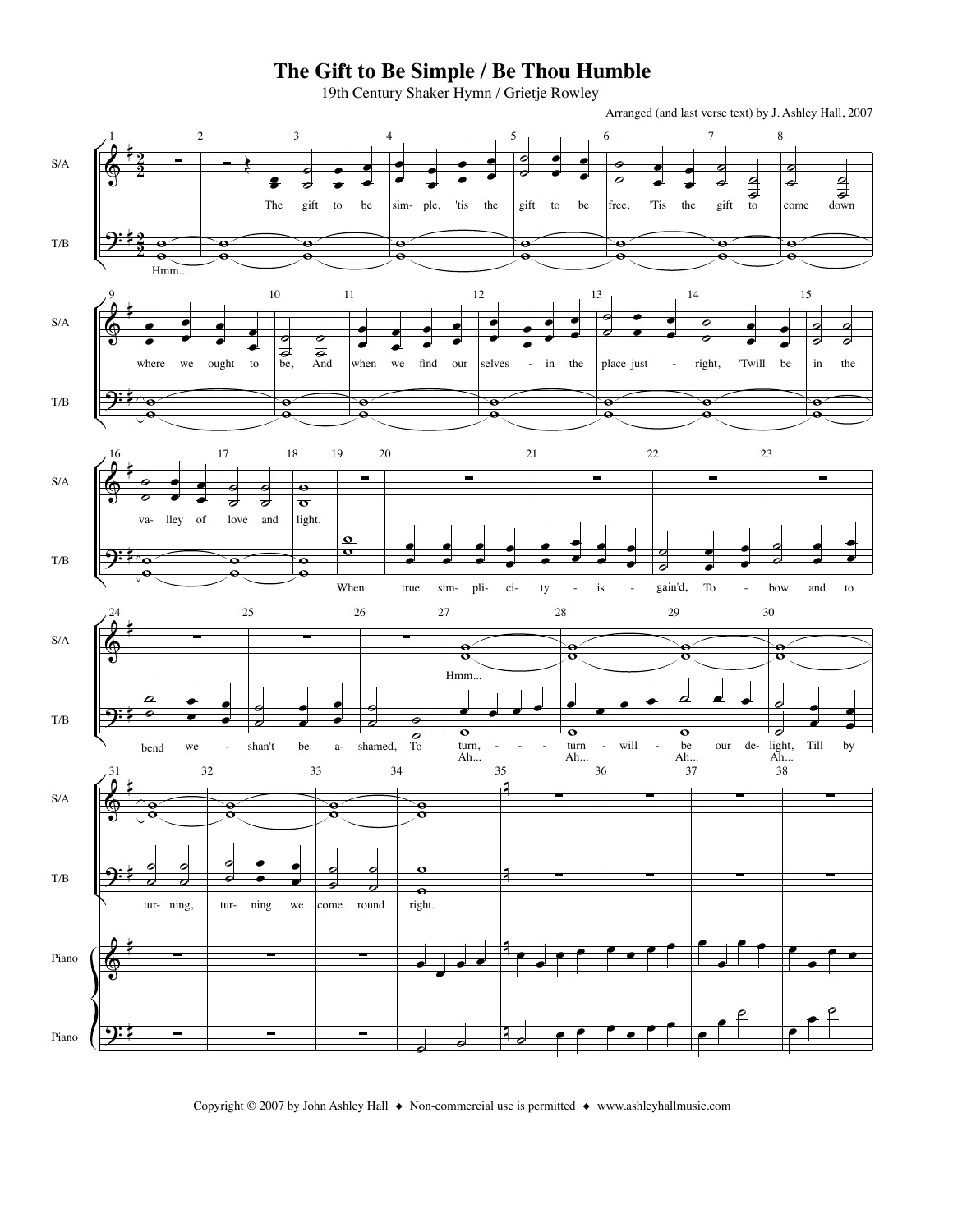# The Gift to Be Simple / Be Thou Humble

19th Century Shaker Hymn / Grietje Rowley

Arranged (and last verse text) by J. Ashley Hall, 2007

Copyright © 2007 by John Ashley Hall ◆ Non-commercial use is permitted ◆ www.ashleyhallmusic.com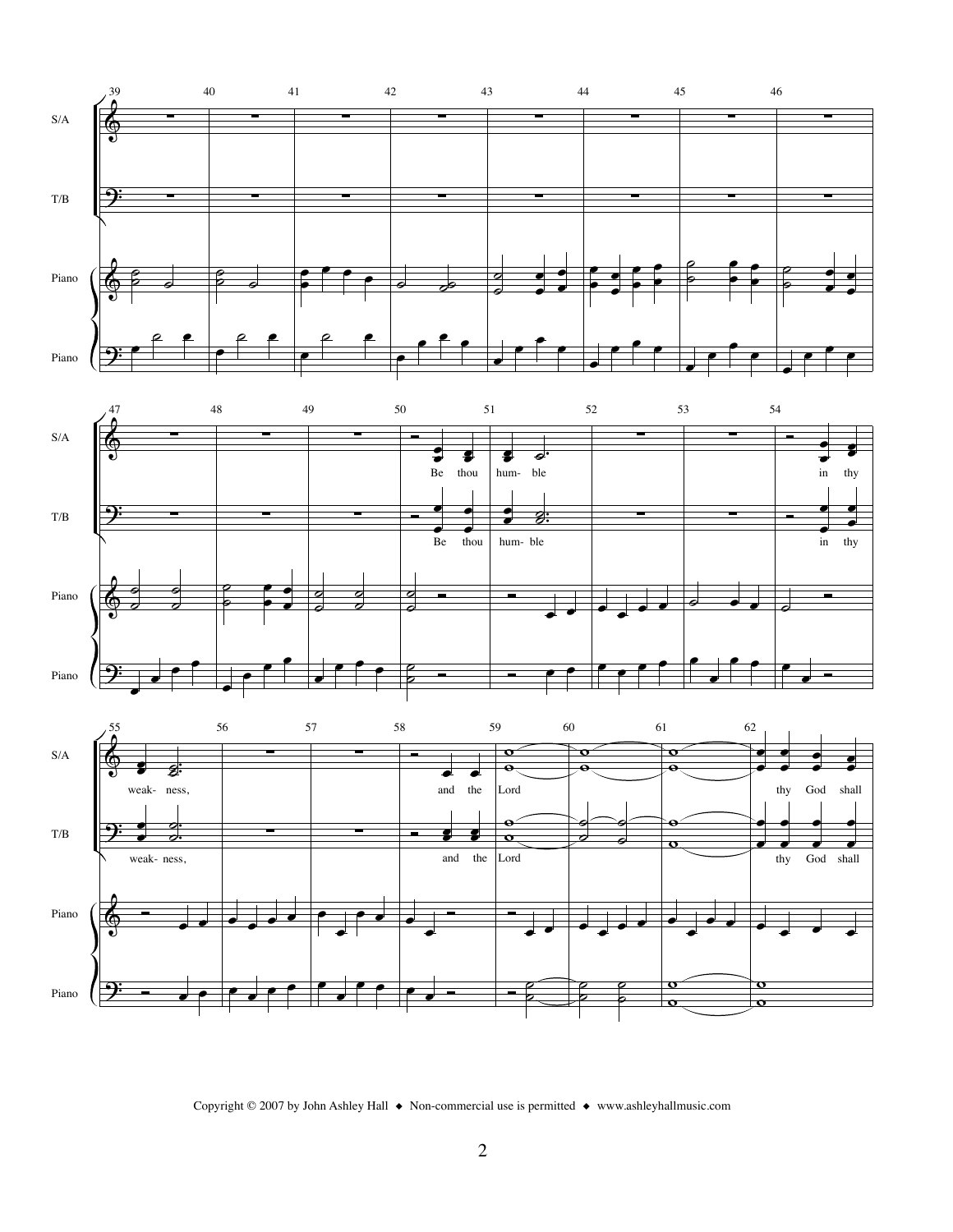Be thou humble in thy weakness, and the Lord thy God shall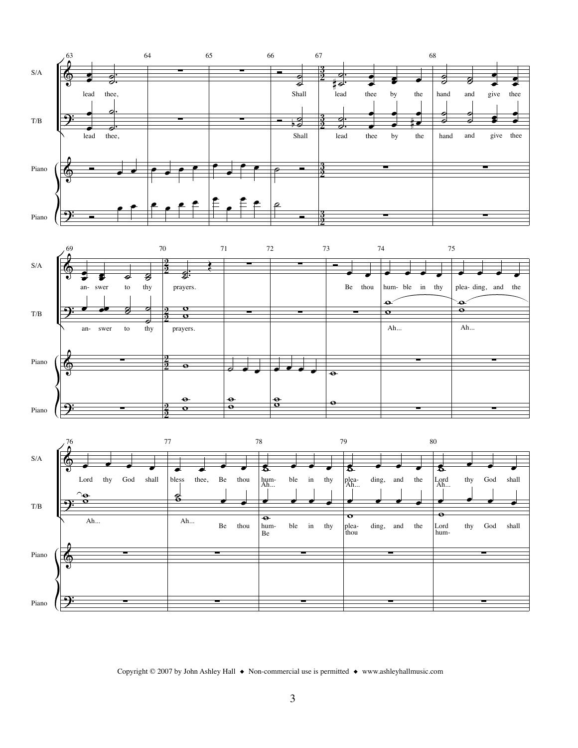**S/A:** lead thee, Shall lead thee by the hand and give thee an- swer to thy prayers. Be thou hum- ble in thy plea- ding, and the Lord thy God shall bless thee, Be thou hum- ble in thy plea- ding, and the Lord thy God shall

**S/A (lower line, mm. 78–80):** Ah... Ah... Ah...

**T/B:** lead thee, Shall lead thee by the hand and give thee an- swer to thy prayers. Ah... Ah... Ah... Ah... Be thou hum- ble in thy plea- ding, and the Lord thy God shall

**T/B (lower line, mm. 78–80):** Be thou hum-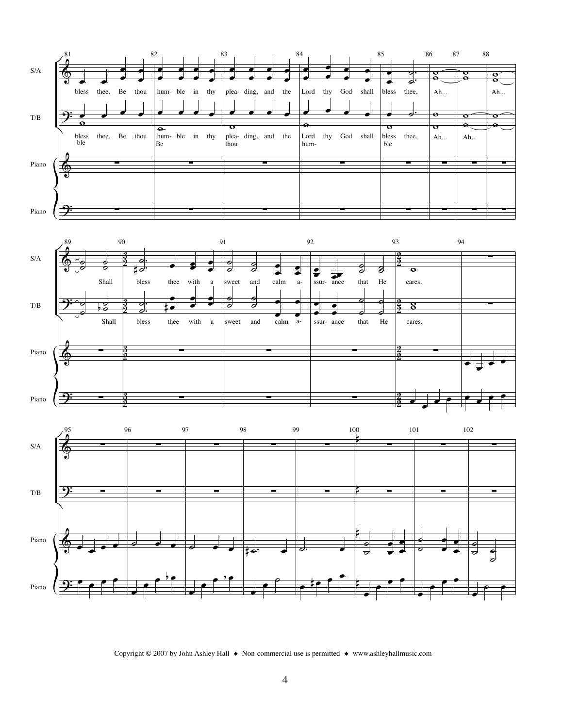S/A: bless thee, Be thou hum- ble in thy plea- ding, and the Lord thy God shall bless thee, Ah... Ah...

T/B: bless thee, Be thou hum- ble in thy plea- ding, and the Lord thy God shall bless thee, Ah... Ah...

ble Be thou hum- ble

Shall bless thee with a sweet and calm a- ssur- ance that He cares.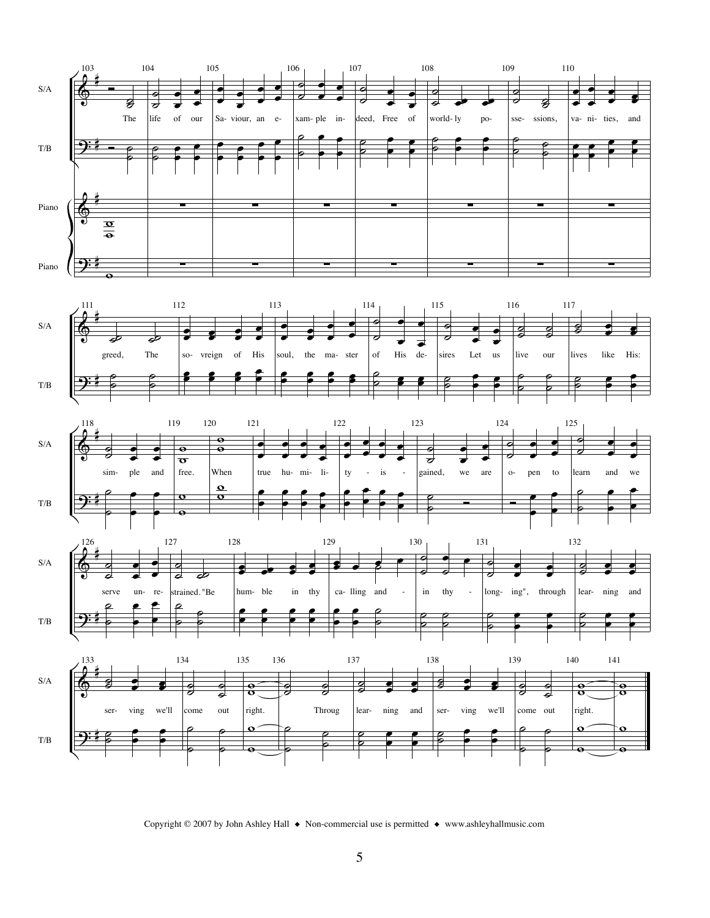S/A

T/B

Piano

Piano

The life of our Sa- viour, an e- xam- ple in- deed, Free of world- ly po- sse- ssions, va- ni- ties, and greed, The so- vreign of His soul, the ma- ster of His de- sires Let us live our lives like His: sim- ple and free. When true hu- mi- li- ty - is - gained, we are o- pen to learn and we serve un- re- strained. "Be hum- ble in thy ca- lling and - in thy - long- ing", through lear- ning and ser- ving we'll come out right. Throug lear- ning and ser- ving we'll come out right.